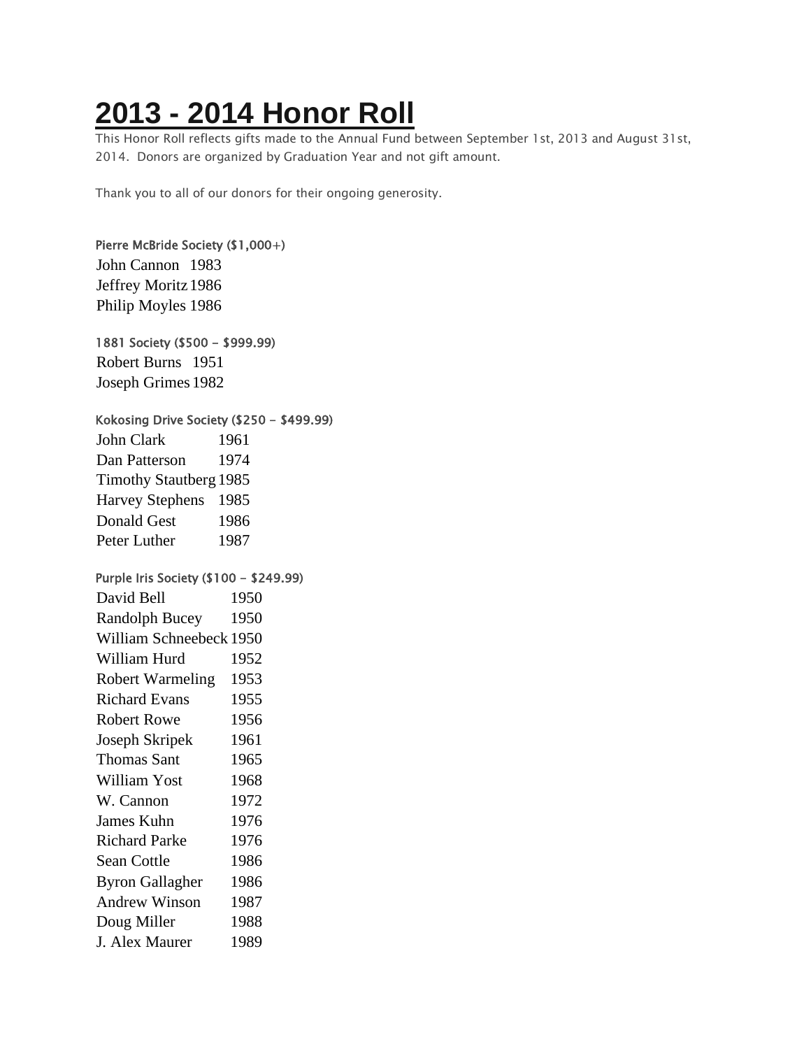# 2013 - 2014 Honor Roll

This Honor Roll reflects gifts made to the Annual Fund between September 1st, 2013 and August 31st, 2014. Donors are organized by Graduation Year and not gift amount.

Thank you to all of our donors for their ongoing generosity.

### Pierre McBride Society ($1,000+)

| | |
|---|---|
| John Cannon | 1983 |
| Jeffrey Moritz | 1986 |
| Philip Moyles | 1986 |

### 1881 Society ($500 - $999.99)

| | |
|---|---|
| Robert Burns | 1951 |
| Joseph Grimes | 1982 |

### Kokosing Drive Society ($250 - $499.99)

| | |
|---|---|
| John Clark | 1961 |
| Dan Patterson | 1974 |
| Timothy Stautberg | 1985 |
| Harvey Stephens | 1985 |
| Donald Gest | 1986 |
| Peter Luther | 1987 |

### Purple Iris Society ($100 - $249.99)

| | |
|---|---|
| David Bell | 1950 |
| Randolph Bucey | 1950 |
| William Schneebeck | 1950 |
| William Hurd | 1952 |
| Robert Warmeling | 1953 |
| Richard Evans | 1955 |
| Robert Rowe | 1956 |
| Joseph Skripek | 1961 |
| Thomas Sant | 1965 |
| William Yost | 1968 |
| W. Cannon | 1972 |
| James Kuhn | 1976 |
| Richard Parke | 1976 |
| Sean Cottle | 1986 |
| Byron Gallagher | 1986 |
| Andrew Winson | 1987 |
| Doug Miller | 1988 |
| J. Alex Maurer | 1989 |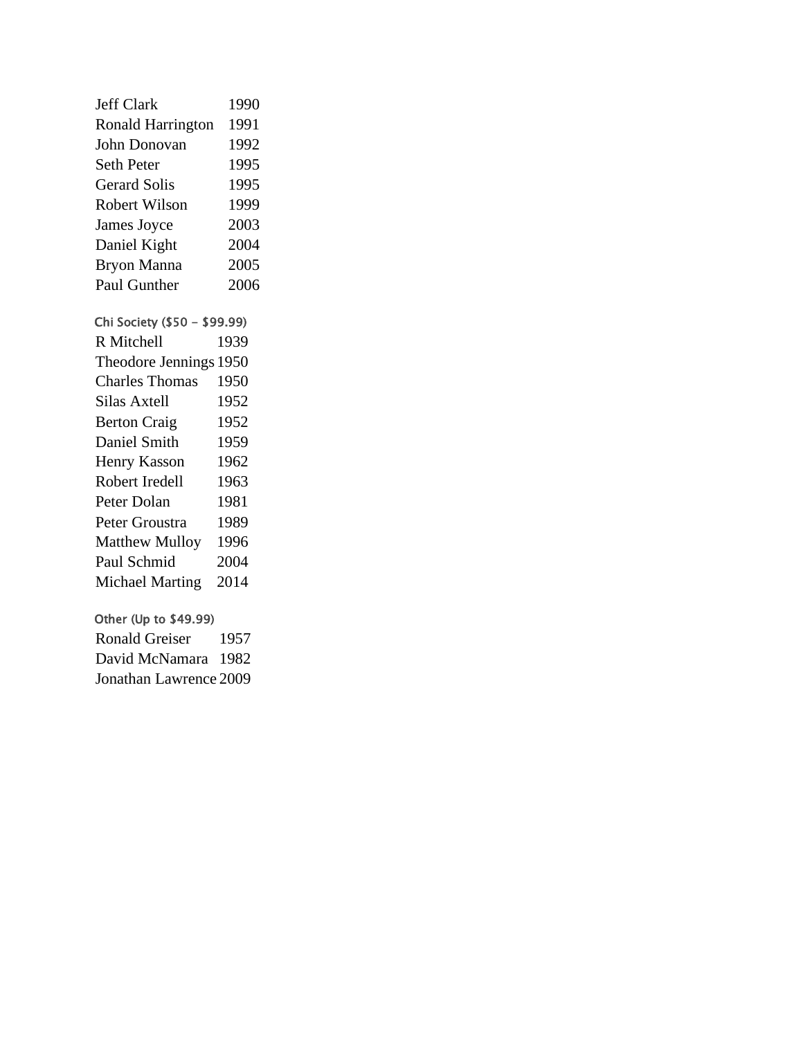| | |
|---|---|
| Jeff Clark | 1990 |
| Ronald Harrington | 1991 |
| John Donovan | 1992 |
| Seth Peter | 1995 |
| Gerard Solis | 1995 |
| Robert Wilson | 1999 |
| James Joyce | 2003 |
| Daniel Kight | 2004 |
| Bryon Manna | 2005 |
| Paul Gunther | 2006 |

Chi Society ($50 - $99.99)

| | |
|---|---|
| R Mitchell | 1939 |
| Theodore Jennings | 1950 |
| Charles Thomas | 1950 |
| Silas Axtell | 1952 |
| Berton Craig | 1952 |
| Daniel Smith | 1959 |
| Henry Kasson | 1962 |
| Robert Iredell | 1963 |
| Peter Dolan | 1981 |
| Peter Groustra | 1989 |
| Matthew Mulloy | 1996 |
| Paul Schmid | 2004 |
| Michael Marting | 2014 |

Other (Up to $49.99)

| | |
|---|---|
| Ronald Greiser | 1957 |
| David McNamara | 1982 |
| Jonathan Lawrence | 2009 |